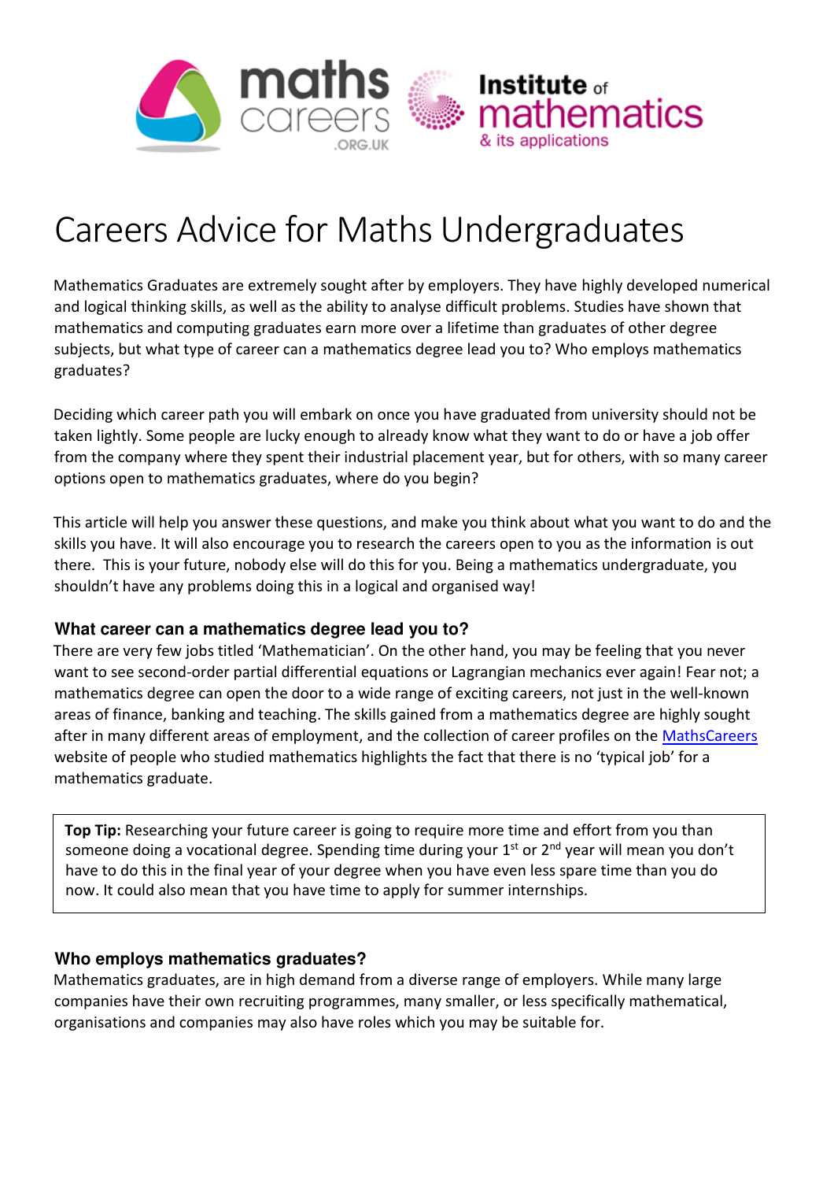# Careers Advice for Maths Undergraduates

Mathematics Graduates are extremely sought after by employers. They have highly developed numerical and logical thinking skills, as well as the ability to analyse difficult problems. Studies have shown that mathematics and computing graduates earn more over a lifetime than graduates of other degree subjects, but what type of career can a mathematics degree lead you to? Who employs mathematics graduates?

Deciding which career path you will embark on once you have graduated from university should not be taken lightly. Some people are lucky enough to already know what they want to do or have a job offer from the company where they spent their industrial placement year, but for others, with so many career options open to mathematics graduates, where do you begin?

This article will help you answer these questions, and make you think about what you want to do and the skills you have. It will also encourage you to research the careers open to you as the information is out there. This is your future, nobody else will do this for you. Being a mathematics undergraduate, you shouldn't have any problems doing this in a logical and organised way!

### What career can a mathematics degree lead you to?

There are very few jobs titled 'Mathematician'. On the other hand, you may be feeling that you never want to see second-order partial differential equations or Lagrangian mechanics ever again! Fear not; a mathematics degree can open the door to a wide range of exciting careers, not just in the well-known areas of finance, banking and teaching. The skills gained from a mathematics degree are highly sought after in many different areas of employment, and the collection of career profiles on the MathsCareers website of people who studied mathematics highlights the fact that there is no 'typical job' for a mathematics graduate.

> **Top Tip:** Researching your future career is going to require more time and effort from you than someone doing a vocational degree. Spending time during your 1st or 2nd year will mean you don't have to do this in the final year of your degree when you have even less spare time than you do now. It could also mean that you have time to apply for summer internships.

### Who employs mathematics graduates?

Mathematics graduates, are in high demand from a diverse range of employers. While many large companies have their own recruiting programmes, many smaller, or less specifically mathematical, organisations and companies may also have roles which you may be suitable for.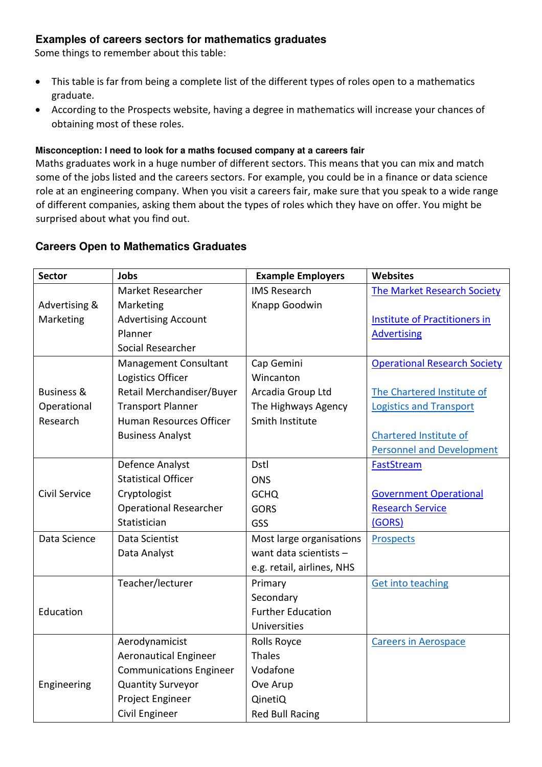### Examples of careers sectors for mathematics graduates

Some things to remember about this table:

- This table is far from being a complete list of the different types of roles open to a mathematics graduate.
- According to the Prospects website, having a degree in mathematics will increase your chances of obtaining most of these roles.

**Misconception: I need to look for a maths focused company at a careers fair**

Maths graduates work in a huge number of different sectors. This means that you can mix and match some of the jobs listed and the careers sectors. For example, you could be in a finance or data science role at an engineering company. When you visit a careers fair, make sure that you speak to a wide range of different companies, asking them about the types of roles which they have on offer. You might be surprised about what you find out.

### Careers Open to Mathematics Graduates

| Sector | Jobs | Example Employers | Websites |
|---|---|---|---|
| Advertising & Marketing | Market Researcher<br>Marketing<br>Advertising Account Planner<br>Social Researcher | IMS Research<br>Knapp Goodwin | The Market Research Society<br><br>Institute of Practitioners in Advertising |
| Business & Operational Research | Management Consultant<br>Logistics Officer<br>Retail Merchandiser/Buyer<br>Transport Planner<br>Human Resources Officer<br>Business Analyst | Cap Gemini<br>Wincanton<br>Arcadia Group Ltd<br>The Highways Agency<br>Smith Institute | Operational Research Society<br><br>The Chartered Institute of Logistics and Transport<br><br>Chartered Institute of Personnel and Development |
| Civil Service | Defence Analyst<br>Statistical Officer<br>Cryptologist<br>Operational Researcher<br>Statistician | Dstl<br>ONS<br>GCHQ<br>GORS<br>GSS | FastStream<br><br>Government Operational Research Service (GORS) |
| Data Science | Data Scientist<br>Data Analyst | Most large organisations want data scientists – e.g. retail, airlines, NHS | Prospects |
| Education | Teacher/lecturer | Primary<br>Secondary<br>Further Education<br>Universities | Get into teaching |
| Engineering | Aerodynamicist<br>Aeronautical Engineer<br>Communications Engineer<br>Quantity Surveyor<br>Project Engineer<br>Civil Engineer | Rolls Royce<br>Thales<br>Vodafone<br>Ove Arup<br>QinetiQ<br>Red Bull Racing | Careers in Aerospace |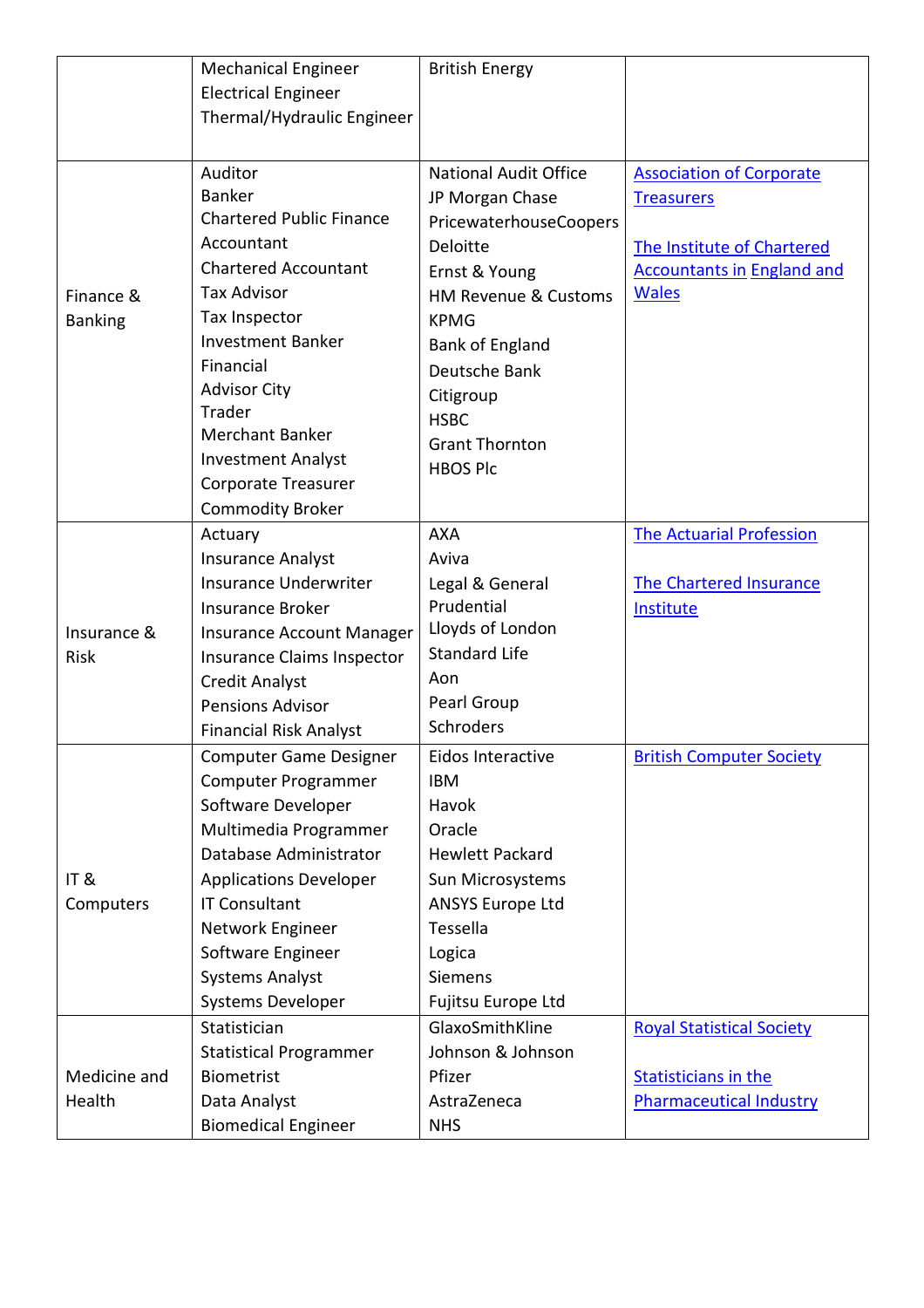| | | | |
|---|---|---|---|
| | Mechanical Engineer<br>Electrical Engineer<br>Thermal/Hydraulic Engineer | British Energy | |
| Finance & Banking | Auditor<br>Banker<br>Chartered Public Finance Accountant<br>Chartered Accountant<br>Tax Advisor<br>Tax Inspector<br>Investment Banker<br>Financial<br>Advisor City<br>Trader<br>Merchant Banker<br>Investment Analyst<br>Corporate Treasurer<br>Commodity Broker | National Audit Office<br>JP Morgan Chase<br>PricewaterhouseCoopers<br>Deloitte<br>Ernst & Young<br>HM Revenue & Customs<br>KPMG<br>Bank of England<br>Deutsche Bank<br>Citigroup<br>HSBC<br>Grant Thornton<br>HBOS Plc | Association of Corporate Treasurers<br><br>The Institute of Chartered Accountants in England and Wales |
| Insurance & Risk | Actuary<br>Insurance Analyst<br>Insurance Underwriter<br>Insurance Broker<br>Insurance Account Manager<br>Insurance Claims Inspector<br>Credit Analyst<br>Pensions Advisor<br>Financial Risk Analyst | AXA<br>Aviva<br>Legal & General<br>Prudential<br>Lloyds of London<br>Standard Life<br>Aon<br>Pearl Group<br>Schroders | The Actuarial Profession<br><br>The Chartered Insurance Institute |
| IT & Computers | Computer Game Designer<br>Computer Programmer<br>Software Developer<br>Multimedia Programmer<br>Database Administrator<br>Applications Developer<br>IT Consultant<br>Network Engineer<br>Software Engineer<br>Systems Analyst<br>Systems Developer | Eidos Interactive<br>IBM<br>Havok<br>Oracle<br>Hewlett Packard<br>Sun Microsystems<br>ANSYS Europe Ltd<br>Tessella<br>Logica<br>Siemens<br>Fujitsu Europe Ltd | British Computer Society |
| Medicine and Health | Statistician<br>Statistical Programmer<br>Biometrist<br>Data Analyst<br>Biomedical Engineer | GlaxoSmithKline<br>Johnson & Johnson<br>Pfizer<br>AstraZeneca<br>NHS | Royal Statistical Society<br><br>Statisticians in the Pharmaceutical Industry |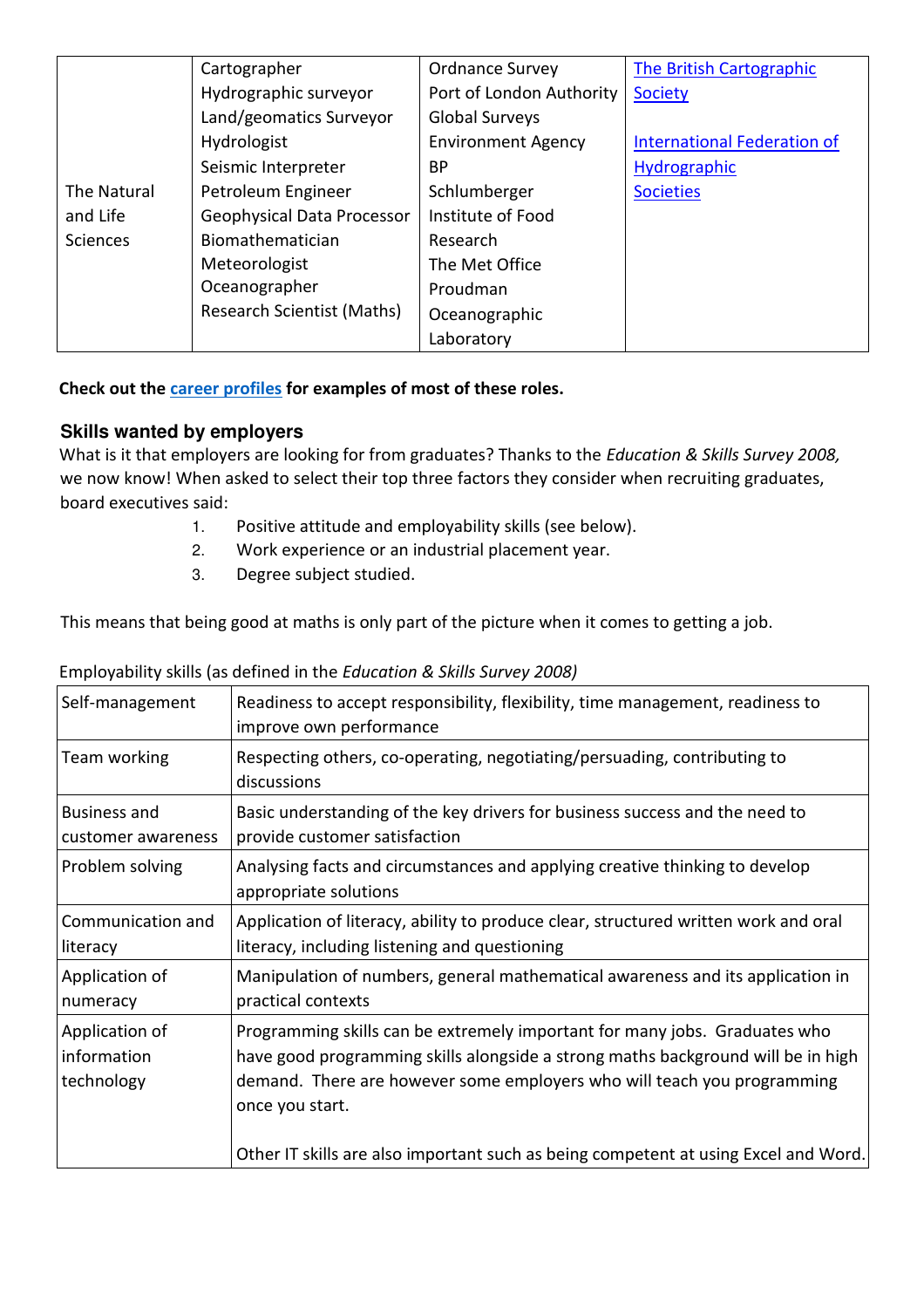| | | | |
|---|---|---|---|
| The Natural and Life Sciences | Cartographer<br>Hydrographic surveyor<br>Land/geomatics Surveyor<br>Hydrologist<br>Seismic Interpreter<br>Petroleum Engineer<br>Geophysical Data Processor<br>Biomathematician<br>Meteorologist<br>Oceanographer<br>Research Scientist (Maths) | Ordnance Survey<br>Port of London Authority<br>Global Surveys<br>Environment Agency<br>BP<br>Schlumberger<br>Institute of Food Research<br>The Met Office<br>Proudman Oceanographic Laboratory | The British Cartographic Society<br><br>International Federation of Hydrographic Societies |

**Check out the career profiles for examples of most of these roles.**

## Skills wanted by employers

What is it that employers are looking for from graduates? Thanks to the *Education & Skills Survey 2008,* we now know! When asked to select their top three factors they consider when recruiting graduates, board executives said:

1. Positive attitude and employability skills (see below).
2. Work experience or an industrial placement year.
3. Degree subject studied.

This means that being good at maths is only part of the picture when it comes to getting a job.

Employability skills (as defined in the *Education & Skills Survey 2008)*

| | |
|---|---|
| Self-management | Readiness to accept responsibility, flexibility, time management, readiness to improve own performance |
| Team working | Respecting others, co-operating, negotiating/persuading, contributing to discussions |
| Business and customer awareness | Basic understanding of the key drivers for business success and the need to provide customer satisfaction |
| Problem solving | Analysing facts and circumstances and applying creative thinking to develop appropriate solutions |
| Communication and literacy | Application of literacy, ability to produce clear, structured written work and oral literacy, including listening and questioning |
| Application of numeracy | Manipulation of numbers, general mathematical awareness and its application in practical contexts |
| Application of information technology | Programming skills can be extremely important for many jobs. Graduates who have good programming skills alongside a strong maths background will be in high demand. There are however some employers who will teach you programming once you start.<br><br>Other IT skills are also important such as being competent at using Excel and Word. |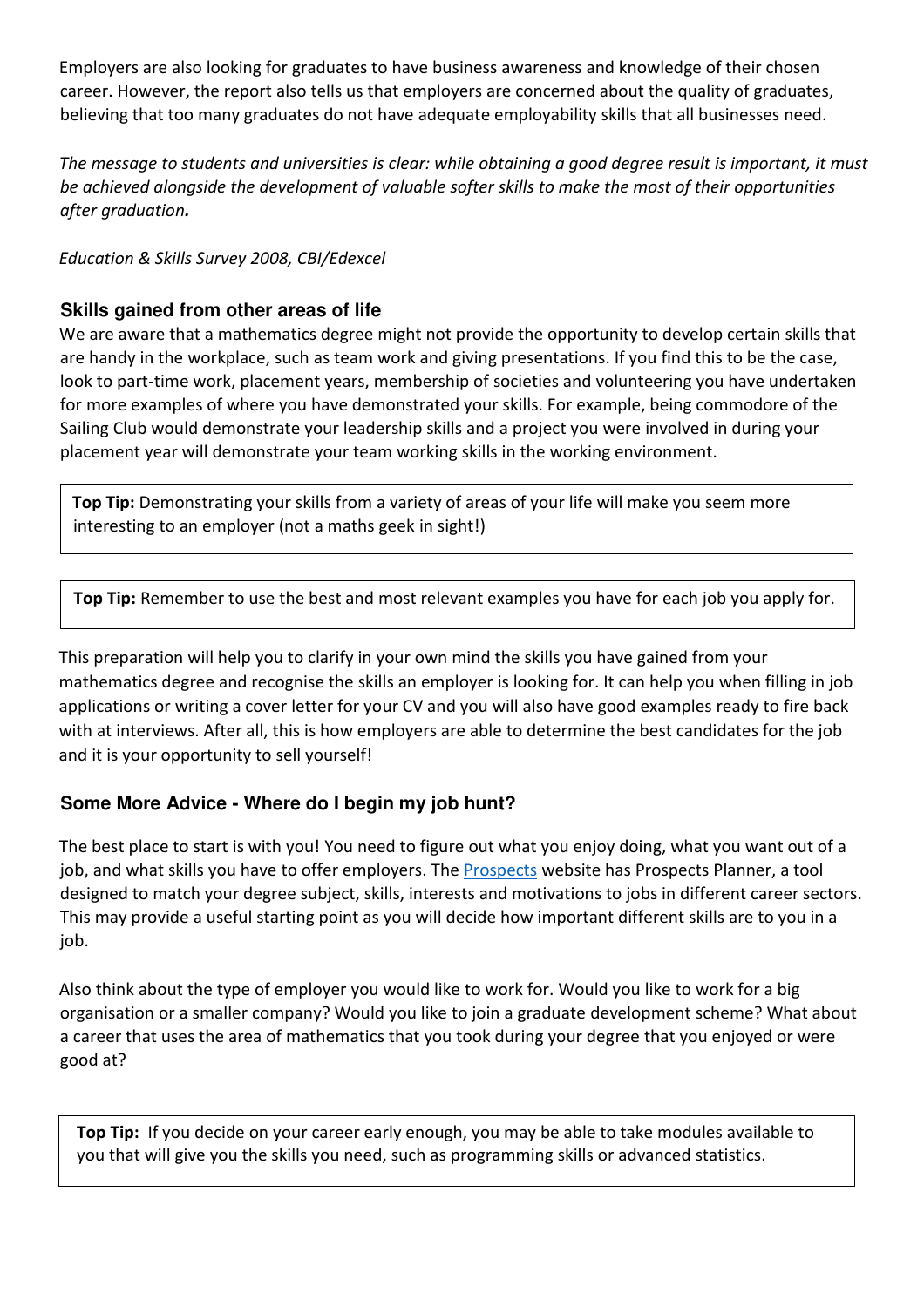Employers are also looking for graduates to have business awareness and knowledge of their chosen career. However, the report also tells us that employers are concerned about the quality of graduates, believing that too many graduates do not have adequate employability skills that all businesses need.

*The message to students and universities is clear: while obtaining a good degree result is important, it must be achieved alongside the development of valuable softer skills to make the most of their opportunities after graduation.*

*Education & Skills Survey 2008, CBI/Edexcel*

### Skills gained from other areas of life

We are aware that a mathematics degree might not provide the opportunity to develop certain skills that are handy in the workplace, such as team work and giving presentations. If you find this to be the case, look to part-time work, placement years, membership of societies and volunteering you have undertaken for more examples of where you have demonstrated your skills. For example, being commodore of the Sailing Club would demonstrate your leadership skills and a project you were involved in during your placement year will demonstrate your team working skills in the working environment.

> **Top Tip:** Demonstrating your skills from a variety of areas of your life will make you seem more interesting to an employer (not a maths geek in sight!)

> **Top Tip:** Remember to use the best and most relevant examples you have for each job you apply for.

This preparation will help you to clarify in your own mind the skills you have gained from your mathematics degree and recognise the skills an employer is looking for. It can help you when filling in job applications or writing a cover letter for your CV and you will also have good examples ready to fire back with at interviews. After all, this is how employers are able to determine the best candidates for the job and it is your opportunity to sell yourself!

### Some More Advice - Where do I begin my job hunt?

The best place to start is with you! You need to figure out what you enjoy doing, what you want out of a job, and what skills you have to offer employers. The Prospects website has Prospects Planner, a tool designed to match your degree subject, skills, interests and motivations to jobs in different career sectors. This may provide a useful starting point as you will decide how important different skills are to you in a job.

Also think about the type of employer you would like to work for. Would you like to work for a big organisation or a smaller company? Would you like to join a graduate development scheme? What about a career that uses the area of mathematics that you took during your degree that you enjoyed or were good at?

> **Top Tip:** If you decide on your career early enough, you may be able to take modules available to you that will give you the skills you need, such as programming skills or advanced statistics.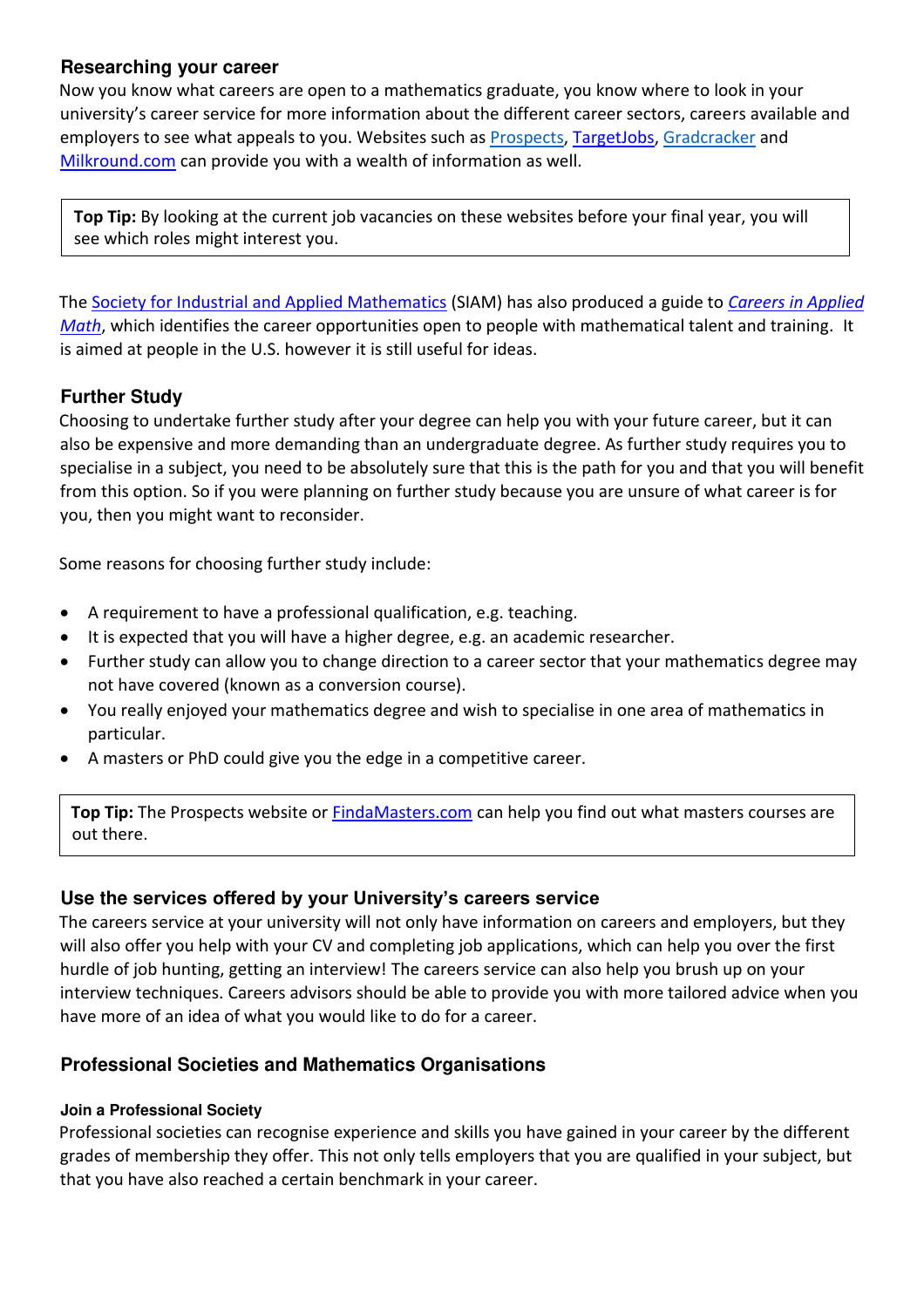## Researching your career

Now you know what careers are open to a mathematics graduate, you know where to look in your university's career service for more information about the different career sectors, careers available and employers to see what appeals to you. Websites such as Prospects, TargetJobs, Gradcracker and Milkround.com can provide you with a wealth of information as well.

> **Top Tip:** By looking at the current job vacancies on these websites before your final year, you will see which roles might interest you.

The Society for Industrial and Applied Mathematics (SIAM) has also produced a guide to *Careers in Applied Math*, which identifies the career opportunities open to people with mathematical talent and training. It is aimed at people in the U.S. however it is still useful for ideas.

## Further Study

Choosing to undertake further study after your degree can help you with your future career, but it can also be expensive and more demanding than an undergraduate degree. As further study requires you to specialise in a subject, you need to be absolutely sure that this is the path for you and that you will benefit from this option. So if you were planning on further study because you are unsure of what career is for you, then you might want to reconsider.

Some reasons for choosing further study include:

- A requirement to have a professional qualification, e.g. teaching.
- It is expected that you will have a higher degree, e.g. an academic researcher.
- Further study can allow you to change direction to a career sector that your mathematics degree may not have covered (known as a conversion course).
- You really enjoyed your mathematics degree and wish to specialise in one area of mathematics in particular.
- A masters or PhD could give you the edge in a competitive career.

> **Top Tip:** The Prospects website or FindaMasters.com can help you find out what masters courses are out there.

## Use the services offered by your University's careers service

The careers service at your university will not only have information on careers and employers, but they will also offer you help with your CV and completing job applications, which can help you over the first hurdle of job hunting, getting an interview! The careers service can also help you brush up on your interview techniques. Careers advisors should be able to provide you with more tailored advice when you have more of an idea of what you would like to do for a career.

## Professional Societies and Mathematics Organisations

### Join a Professional Society

Professional societies can recognise experience and skills you have gained in your career by the different grades of membership they offer. This not only tells employers that you are qualified in your subject, but that you have also reached a certain benchmark in your career.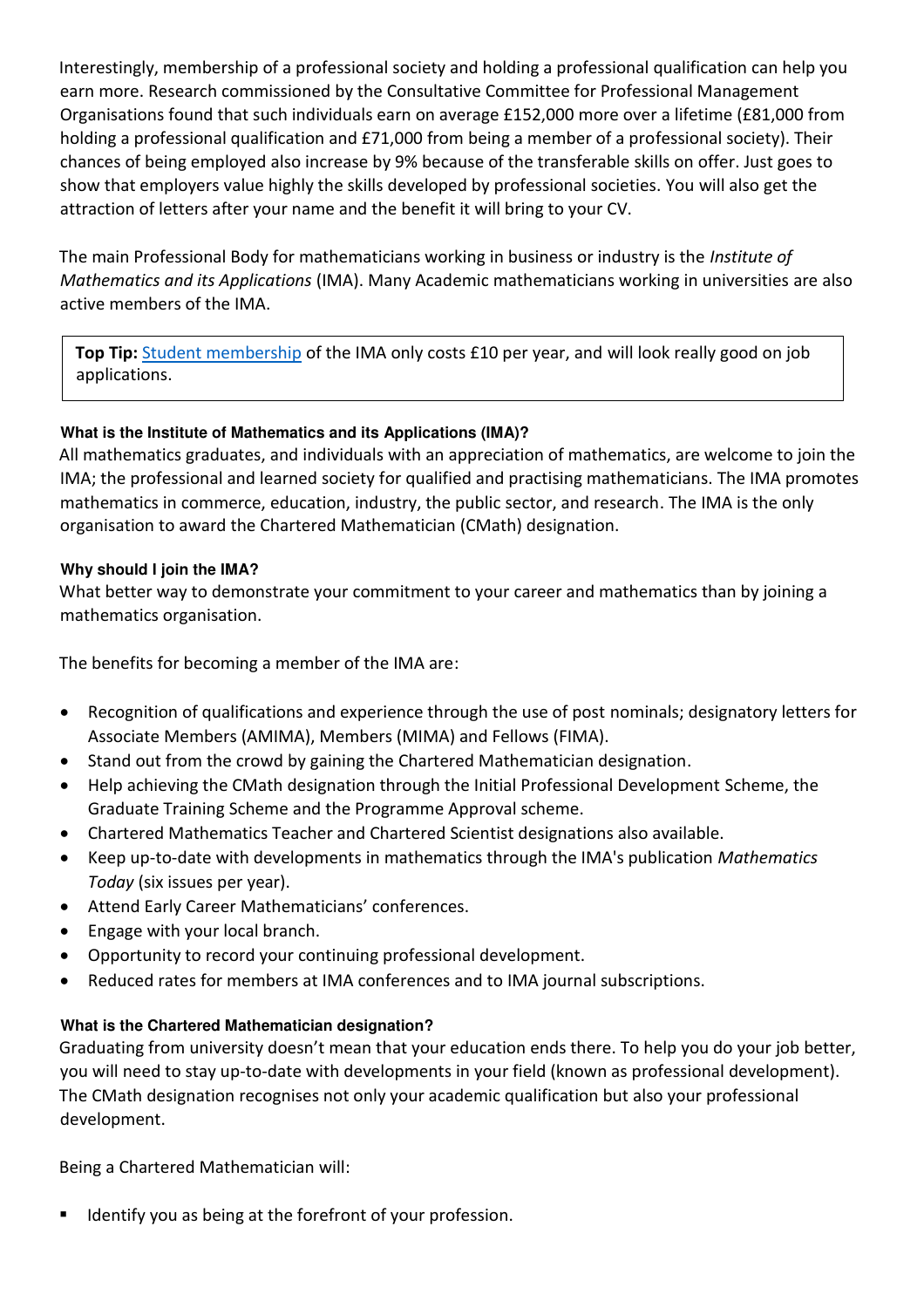Interestingly, membership of a professional society and holding a professional qualification can help you earn more. Research commissioned by the Consultative Committee for Professional Management Organisations found that such individuals earn on average £152,000 more over a lifetime (£81,000 from holding a professional qualification and £71,000 from being a member of a professional society). Their chances of being employed also increase by 9% because of the transferable skills on offer. Just goes to show that employers value highly the skills developed by professional societies. You will also get the attraction of letters after your name and the benefit it will bring to your CV.

The main Professional Body for mathematicians working in business or industry is the *Institute of Mathematics and its Applications* (IMA). Many Academic mathematicians working in universities are also active members of the IMA.

> **Top Tip:** Student membership of the IMA only costs £10 per year, and will look really good on job applications.

#### What is the Institute of Mathematics and its Applications (IMA)?

All mathematics graduates, and individuals with an appreciation of mathematics, are welcome to join the IMA; the professional and learned society for qualified and practising mathematicians. The IMA promotes mathematics in commerce, education, industry, the public sector, and research. The IMA is the only organisation to award the Chartered Mathematician (CMath) designation.

#### Why should I join the IMA?

What better way to demonstrate your commitment to your career and mathematics than by joining a mathematics organisation.

The benefits for becoming a member of the IMA are:

- Recognition of qualifications and experience through the use of post nominals; designatory letters for Associate Members (AMIMA), Members (MIMA) and Fellows (FIMA).
- Stand out from the crowd by gaining the Chartered Mathematician designation.
- Help achieving the CMath designation through the Initial Professional Development Scheme, the Graduate Training Scheme and the Programme Approval scheme.
- Chartered Mathematics Teacher and Chartered Scientist designations also available.
- Keep up-to-date with developments in mathematics through the IMA's publication *Mathematics Today* (six issues per year).
- Attend Early Career Mathematicians' conferences.
- Engage with your local branch.
- Opportunity to record your continuing professional development.
- Reduced rates for members at IMA conferences and to IMA journal subscriptions.

#### What is the Chartered Mathematician designation?

Graduating from university doesn't mean that your education ends there. To help you do your job better, you will need to stay up-to-date with developments in your field (known as professional development). The CMath designation recognises not only your academic qualification but also your professional development.

Being a Chartered Mathematician will:

- Identify you as being at the forefront of your profession.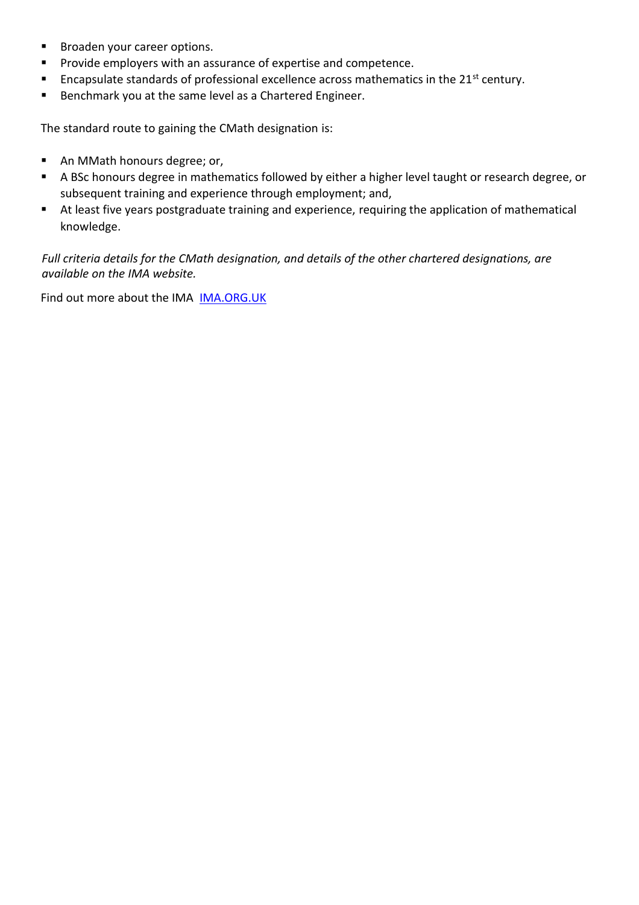- Broaden your career options.
- Provide employers with an assurance of expertise and competence.
- Encapsulate standards of professional excellence across mathematics in the 21st century.
- Benchmark you at the same level as a Chartered Engineer.

The standard route to gaining the CMath designation is:

- An MMath honours degree; or,
- A BSc honours degree in mathematics followed by either a higher level taught or research degree, or subsequent training and experience through employment; and,
- At least five years postgraduate training and experience, requiring the application of mathematical knowledge.

*Full criteria details for the CMath designation, and details of the other chartered designations, are available on the IMA website.*

Find out more about the IMA [IMA.ORG.UK](IMA.ORG.UK)